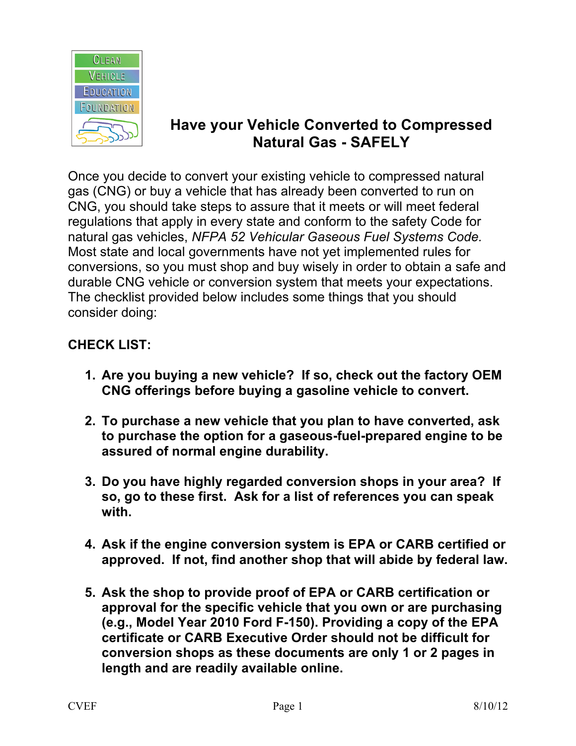# Have your Vehicle Converted to Compressed Natural Gas - SAFELY

Once you decide to convert your existing vehicle to compressed natural gas (CNG) or buy a vehicle that has already been converted to run on CNG, you should take steps to assure that it meets or will meet federal regulations that apply in every state and conform to the safety Code for natural gas vehicles, *NFPA 52 Vehicular Gaseous Fuel Systems Code.* Most state and local governments have not yet implemented rules for conversions, so you must shop and buy wisely in order to obtain a safe and durable CNG vehicle or conversion system that meets your expectations. The checklist provided below includes some things that you should consider doing:

**CHECK LIST:**

1. **Are you buying a new vehicle? If so, check out the factory OEM CNG offerings before buying a gasoline vehicle to convert.**

2. **To purchase a new vehicle that you plan to have converted, ask to purchase the option for a gaseous-fuel-prepared engine to be assured of normal engine durability.**

3. **Do you have highly regarded conversion shops in your area? If so, go to these first. Ask for a list of references you can speak with.**

4. **Ask if the engine conversion system is EPA or CARB certified or approved. If not, find another shop that will abide by federal law.**

5. **Ask the shop to provide proof of EPA or CARB certification or approval for the specific vehicle that you own or are purchasing (e.g., Model Year 2010 Ford F-150). Providing a copy of the EPA certificate or CARB Executive Order should not be difficult for conversion shops as these documents are only 1 or 2 pages in length and are readily available online.**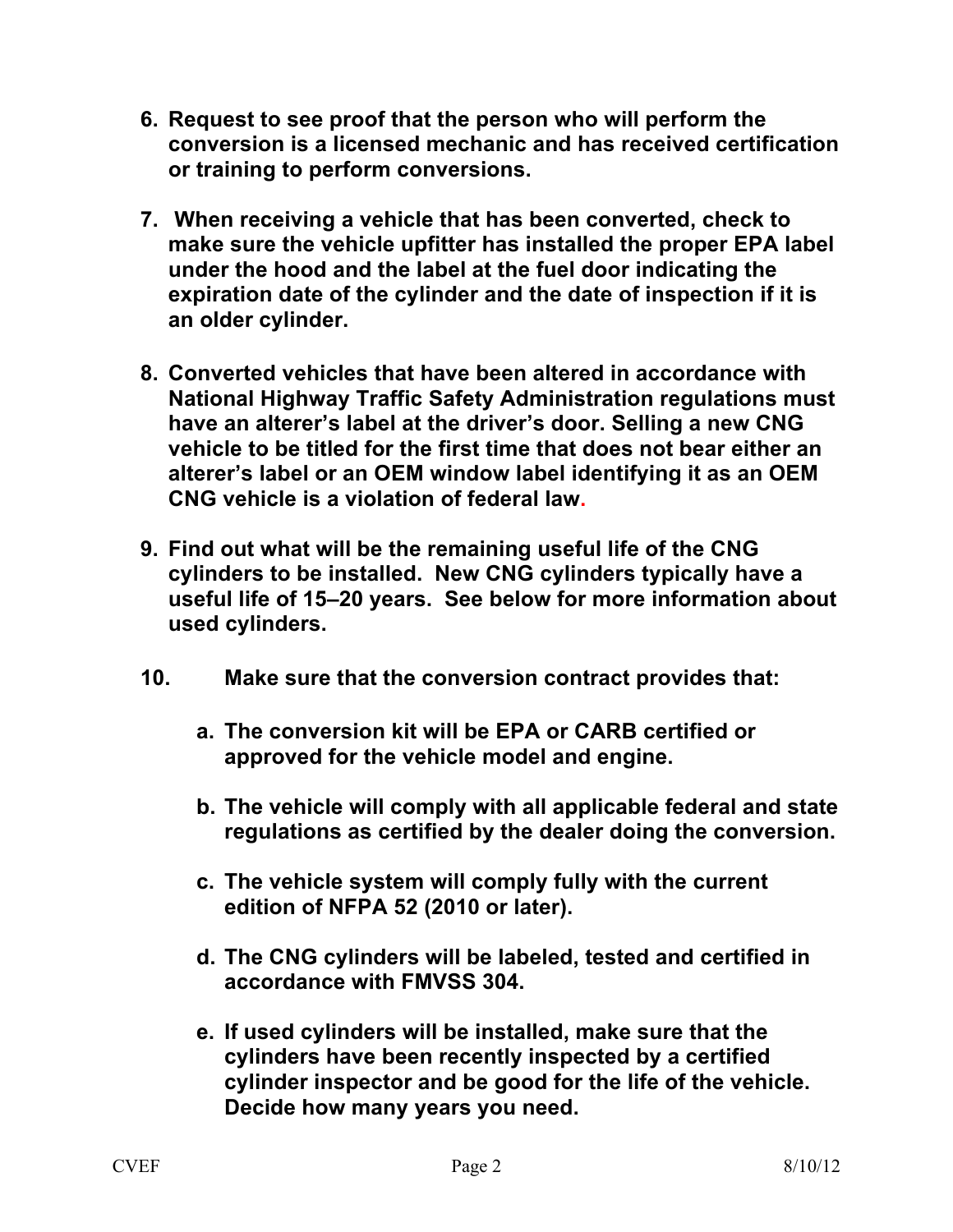6. **Request to see proof that the person who will perform the conversion is a licensed mechanic and has received certification or training to perform conversions.**

7. **When receiving a vehicle that has been converted, check to make sure the vehicle upfitter has installed the proper EPA label under the hood and the label at the fuel door indicating the expiration date of the cylinder and the date of inspection if it is an older cylinder.**

8. **Converted vehicles that have been altered in accordance with National Highway Traffic Safety Administration regulations must have an alterer's label at the driver's door. Selling a new CNG vehicle to be titled for the first time that does not bear either an alterer's label or an OEM window label identifying it as an OEM CNG vehicle is a violation of federal law.**

9. **Find out what will be the remaining useful life of the CNG cylinders to be installed. New CNG cylinders typically have a useful life of 15–20 years. See below for more information about used cylinders.**

10. **Make sure that the conversion contract provides that:**

    a. **The conversion kit will be EPA or CARB certified or approved for the vehicle model and engine.**

    b. **The vehicle will comply with all applicable federal and state regulations as certified by the dealer doing the conversion.**

    c. **The vehicle system will comply fully with the current edition of NFPA 52 (2010 or later).**

    d. **The CNG cylinders will be labeled, tested and certified in accordance with FMVSS 304.**

    e. **If used cylinders will be installed, make sure that the cylinders have been recently inspected by a certified cylinder inspector and be good for the life of the vehicle. Decide how many years you need.**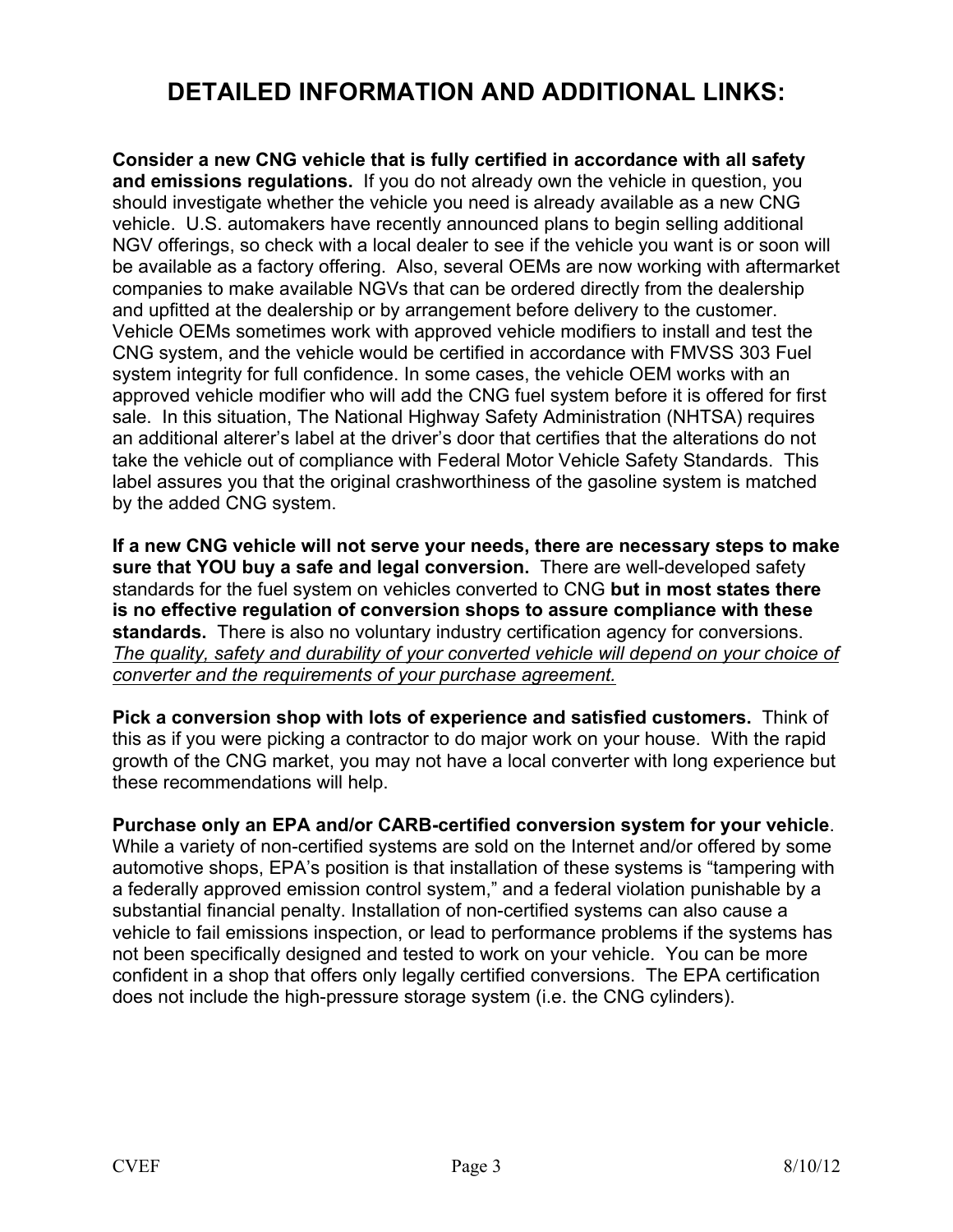# DETAILED INFORMATION AND ADDITIONAL LINKS:

**Consider a new CNG vehicle that is fully certified in accordance with all safety and emissions regulations.** If you do not already own the vehicle in question, you should investigate whether the vehicle you need is already available as a new CNG vehicle. U.S. automakers have recently announced plans to begin selling additional NGV offerings, so check with a local dealer to see if the vehicle you want is or soon will be available as a factory offering. Also, several OEMs are now working with aftermarket companies to make available NGVs that can be ordered directly from the dealership and upfitted at the dealership or by arrangement before delivery to the customer. Vehicle OEMs sometimes work with approved vehicle modifiers to install and test the CNG system, and the vehicle would be certified in accordance with FMVSS 303 Fuel system integrity for full confidence. In some cases, the vehicle OEM works with an approved vehicle modifier who will add the CNG fuel system before it is offered for first sale. In this situation, The National Highway Safety Administration (NHTSA) requires an additional alterer's label at the driver's door that certifies that the alterations do not take the vehicle out of compliance with Federal Motor Vehicle Safety Standards. This label assures you that the original crashworthiness of the gasoline system is matched by the added CNG system.

**If a new CNG vehicle will not serve your needs, there are necessary steps to make sure that YOU buy a safe and legal conversion.** There are well-developed safety standards for the fuel system on vehicles converted to CNG **but in most states there is no effective regulation of conversion shops to assure compliance with these standards.** There is also no voluntary industry certification agency for conversions. *The quality, safety and durability of your converted vehicle will depend on your choice of converter and the requirements of your purchase agreement.*

**Pick a conversion shop with lots of experience and satisfied customers.** Think of this as if you were picking a contractor to do major work on your house. With the rapid growth of the CNG market, you may not have a local converter with long experience but these recommendations will help.

**Purchase only an EPA and/or CARB-certified conversion system for your vehicle**. While a variety of non-certified systems are sold on the Internet and/or offered by some automotive shops, EPA's position is that installation of these systems is "tampering with a federally approved emission control system," and a federal violation punishable by a substantial financial penalty. Installation of non-certified systems can also cause a vehicle to fail emissions inspection, or lead to performance problems if the systems has not been specifically designed and tested to work on your vehicle. You can be more confident in a shop that offers only legally certified conversions. The EPA certification does not include the high-pressure storage system (i.e. the CNG cylinders).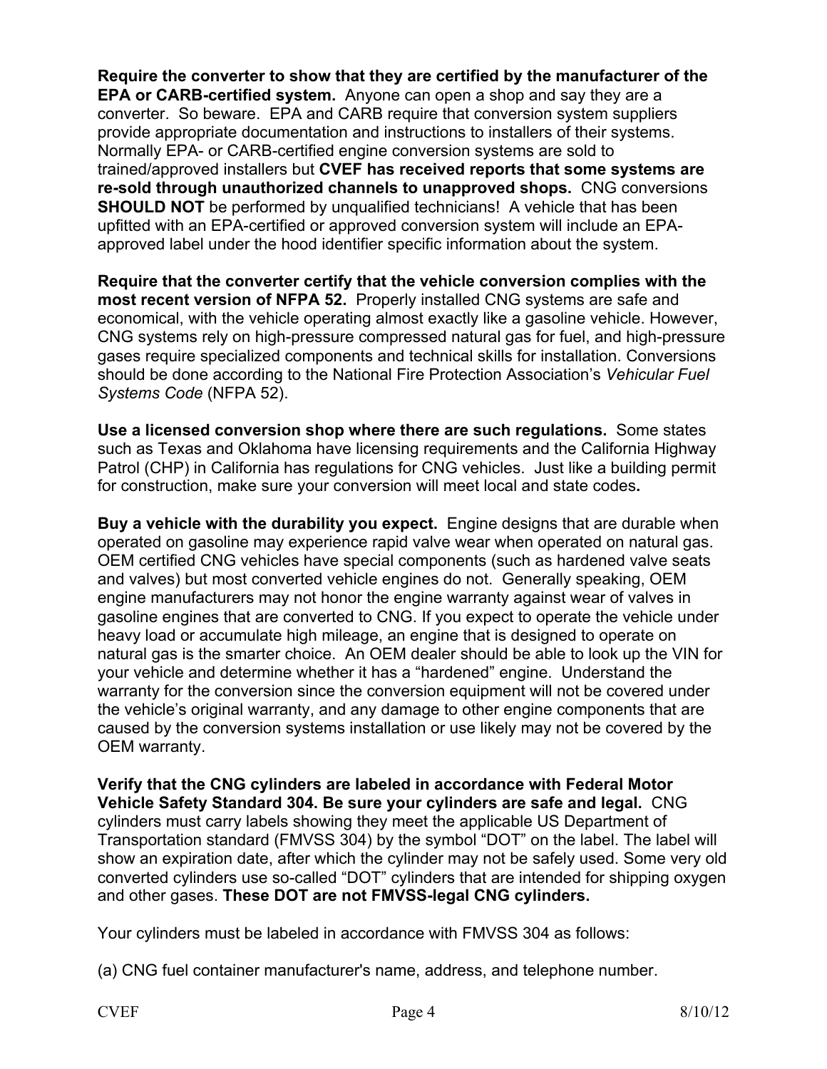**Require the converter to show that they are certified by the manufacturer of the EPA or CARB-certified system.** Anyone can open a shop and say they are a converter. So beware. EPA and CARB require that conversion system suppliers provide appropriate documentation and instructions to installers of their systems. Normally EPA- or CARB-certified engine conversion systems are sold to trained/approved installers but **CVEF has received reports that some systems are re-sold through unauthorized channels to unapproved shops.** CNG conversions **SHOULD NOT** be performed by unqualified technicians! A vehicle that has been upfitted with an EPA-certified or approved conversion system will include an EPA-approved label under the hood identifier specific information about the system.

**Require that the converter certify that the vehicle conversion complies with the most recent version of NFPA 52.** Properly installed CNG systems are safe and economical, with the vehicle operating almost exactly like a gasoline vehicle. However, CNG systems rely on high-pressure compressed natural gas for fuel, and high-pressure gases require specialized components and technical skills for installation. Conversions should be done according to the National Fire Protection Association's *Vehicular Fuel Systems Code* (NFPA 52).

**Use a licensed conversion shop where there are such regulations.** Some states such as Texas and Oklahoma have licensing requirements and the California Highway Patrol (CHP) in California has regulations for CNG vehicles. Just like a building permit for construction, make sure your conversion will meet local and state codes**.**

**Buy a vehicle with the durability you expect.** Engine designs that are durable when operated on gasoline may experience rapid valve wear when operated on natural gas. OEM certified CNG vehicles have special components (such as hardened valve seats and valves) but most converted vehicle engines do not. Generally speaking, OEM engine manufacturers may not honor the engine warranty against wear of valves in gasoline engines that are converted to CNG. If you expect to operate the vehicle under heavy load or accumulate high mileage, an engine that is designed to operate on natural gas is the smarter choice. An OEM dealer should be able to look up the VIN for your vehicle and determine whether it has a "hardened" engine. Understand the warranty for the conversion since the conversion equipment will not be covered under the vehicle's original warranty, and any damage to other engine components that are caused by the conversion systems installation or use likely may not be covered by the OEM warranty.

**Verify that the CNG cylinders are labeled in accordance with Federal Motor Vehicle Safety Standard 304. Be sure your cylinders are safe and legal.** CNG cylinders must carry labels showing they meet the applicable US Department of Transportation standard (FMVSS 304) by the symbol "DOT" on the label. The label will show an expiration date, after which the cylinder may not be safely used. Some very old converted cylinders use so-called "DOT" cylinders that are intended for shipping oxygen and other gases. **These DOT are not FMVSS-legal CNG cylinders.**

Your cylinders must be labeled in accordance with FMVSS 304 as follows:

(a) CNG fuel container manufacturer's name, address, and telephone number.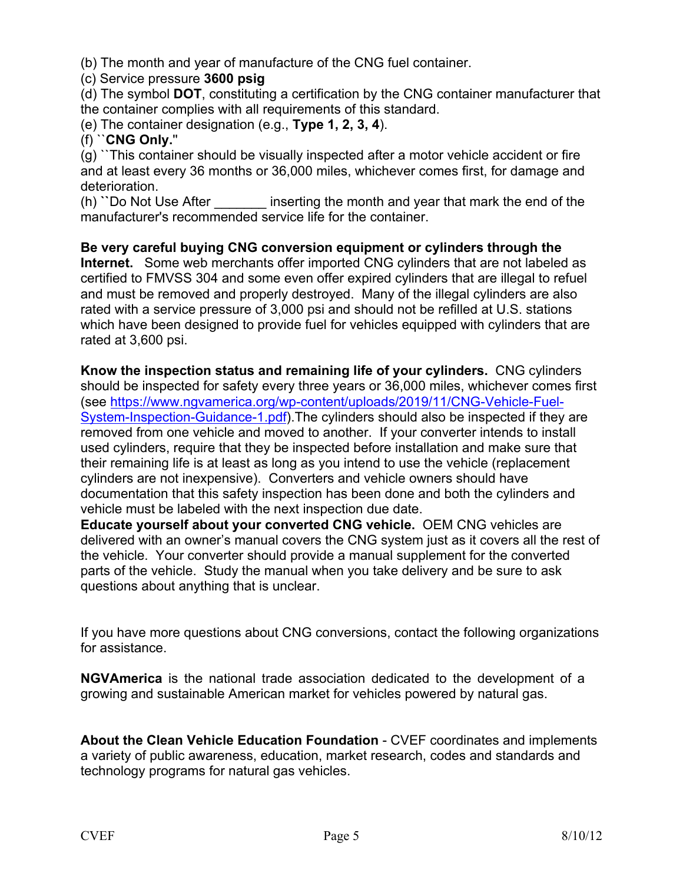(b) The month and year of manufacture of the CNG fuel container.

(c) Service pressure **3600 psig**

(d) The symbol **DOT**, constituting a certification by the CNG container manufacturer that the container complies with all requirements of this standard.

(e) The container designation (e.g., **Type 1, 2, 3, 4**).

(f) ``**CNG Only.**''

(g) ``This container should be visually inspected after a motor vehicle accident or fire and at least every 36 months or 36,000 miles, whichever comes first, for damage and deterioration.

(h) ``Do Not Use After _______ inserting the month and year that mark the end of the manufacturer's recommended service life for the container.

**Be very careful buying CNG conversion equipment or cylinders through the Internet.** Some web merchants offer imported CNG cylinders that are not labeled as certified to FMVSS 304 and some even offer expired cylinders that are illegal to refuel and must be removed and properly destroyed. Many of the illegal cylinders are also rated with a service pressure of 3,000 psi and should not be refilled at U.S. stations which have been designed to provide fuel for vehicles equipped with cylinders that are rated at 3,600 psi.

**Know the inspection status and remaining life of your cylinders.** CNG cylinders should be inspected for safety every three years or 36,000 miles, whichever comes first (see [https://www.ngvamerica.org/wp-content/uploads/2019/11/CNG-Vehicle-Fuel-System-Inspection-Guidance-1.pdf](https://www.ngvamerica.org/wp-content/uploads/2019/11/CNG-Vehicle-Fuel-System-Inspection-Guidance-1.pdf)).The cylinders should also be inspected if they are removed from one vehicle and moved to another. If your converter intends to install used cylinders, require that they be inspected before installation and make sure that their remaining life is at least as long as you intend to use the vehicle (replacement cylinders are not inexpensive). Converters and vehicle owners should have documentation that this safety inspection has been done and both the cylinders and vehicle must be labeled with the next inspection due date.

**Educate yourself about your converted CNG vehicle.** OEM CNG vehicles are delivered with an owner's manual covers the CNG system just as it covers all the rest of the vehicle. Your converter should provide a manual supplement for the converted parts of the vehicle. Study the manual when you take delivery and be sure to ask questions about anything that is unclear.

If you have more questions about CNG conversions, contact the following organizations for assistance.

**NGVAmerica** is the national trade association dedicated to the development of a growing and sustainable American market for vehicles powered by natural gas.

**About the Clean Vehicle Education Foundation** - CVEF coordinates and implements a variety of public awareness, education, market research, codes and standards and technology programs for natural gas vehicles.